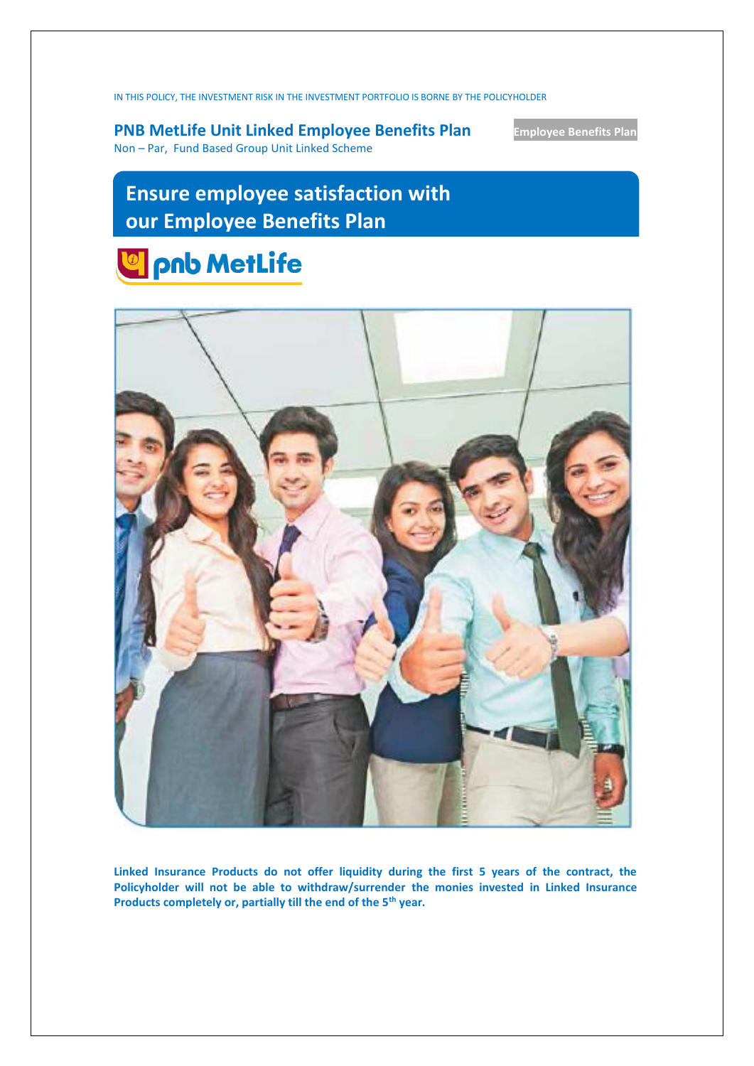IN THIS POLICY, THE INVESTMENT RISK IN THE INVESTMENT PORTFOLIO IS BORNE BY THE POLICYHOLDER

**PNB MetLife Unit Linked Employee Benefits Plan**

Non – Par, Fund Based Group Unit Linked Scheme

Employee Benefits Plan

# Ensure employee satisfaction with our Employee Benefits Plan

pnb MetLife

**Linked Insurance Products do not offer liquidity during the first 5 years of the contract, the Policyholder will not be able to withdraw/surrender the monies invested in Linked Insurance Products completely or, partially till the end of the 5th year.**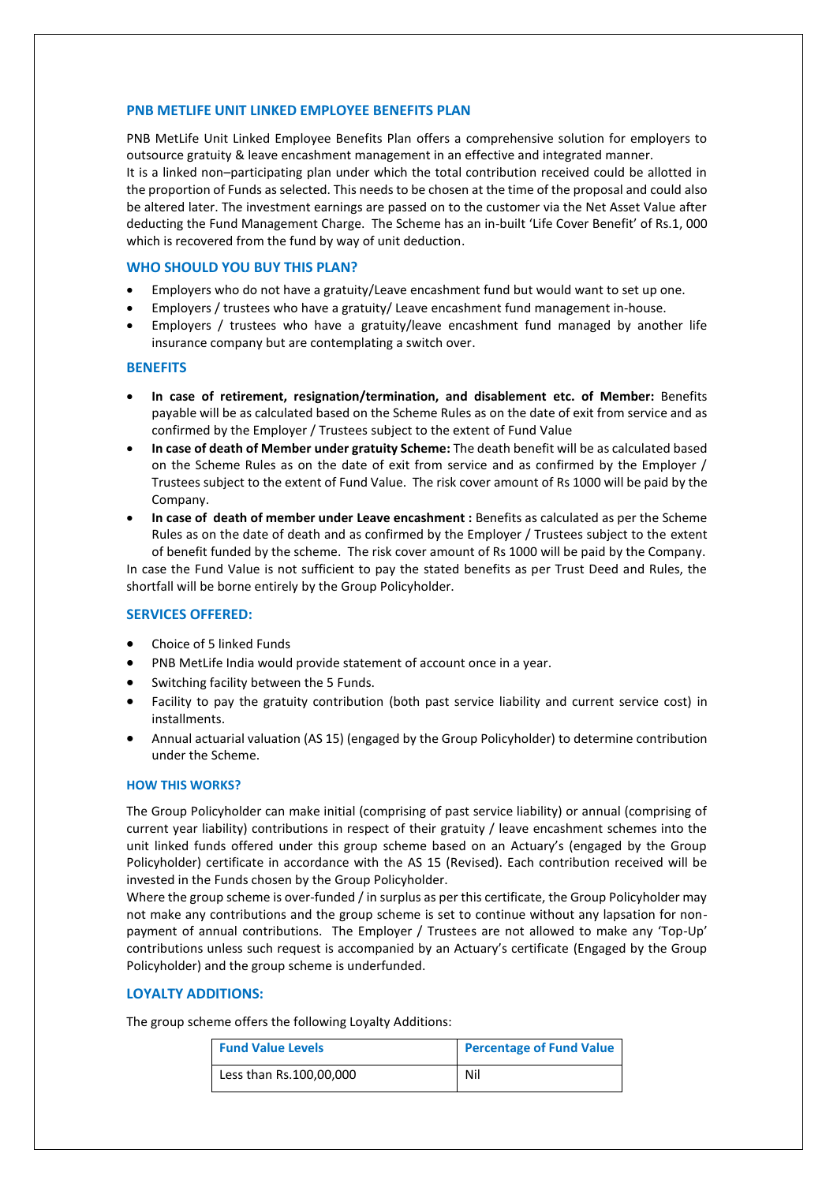## PNB METLIFE UNIT LINKED EMPLOYEE BENEFITS PLAN

PNB MetLife Unit Linked Employee Benefits Plan offers a comprehensive solution for employers to outsource gratuity & leave encashment management in an effective and integrated manner.
It is a linked non–participating plan under which the total contribution received could be allotted in the proportion of Funds as selected. This needs to be chosen at the time of the proposal and could also be altered later. The investment earnings are passed on to the customer via the Net Asset Value after deducting the Fund Management Charge. The Scheme has an in-built 'Life Cover Benefit' of Rs.1, 000 which is recovered from the fund by way of unit deduction.

## WHO SHOULD YOU BUY THIS PLAN?

- Employers who do not have a gratuity/Leave encashment fund but would want to set up one.
- Employers / trustees who have a gratuity/ Leave encashment fund management in-house.
- Employers / trustees who have a gratuity/leave encashment fund managed by another life insurance company but are contemplating a switch over.

## BENEFITS

- **In case of retirement, resignation/termination, and disablement etc. of Member:** Benefits payable will be as calculated based on the Scheme Rules as on the date of exit from service and as confirmed by the Employer / Trustees subject to the extent of Fund Value
- **In case of death of Member under gratuity Scheme:** The death benefit will be as calculated based on the Scheme Rules as on the date of exit from service and as confirmed by the Employer / Trustees subject to the extent of Fund Value. The risk cover amount of Rs 1000 will be paid by the Company.
- **In case of death of member under Leave encashment :** Benefits as calculated as per the Scheme Rules as on the date of death and as confirmed by the Employer / Trustees subject to the extent of benefit funded by the scheme. The risk cover amount of Rs 1000 will be paid by the Company.

In case the Fund Value is not sufficient to pay the stated benefits as per Trust Deed and Rules, the shortfall will be borne entirely by the Group Policyholder.

## SERVICES OFFERED:

- Choice of 5 linked Funds
- PNB MetLife India would provide statement of account once in a year.
- Switching facility between the 5 Funds.
- Facility to pay the gratuity contribution (both past service liability and current service cost) in installments.
- Annual actuarial valuation (AS 15) (engaged by the Group Policyholder) to determine contribution under the Scheme.

### HOW THIS WORKS?

The Group Policyholder can make initial (comprising of past service liability) or annual (comprising of current year liability) contributions in respect of their gratuity / leave encashment schemes into the unit linked funds offered under this group scheme based on an Actuary's (engaged by the Group Policyholder) certificate in accordance with the AS 15 (Revised). Each contribution received will be invested in the Funds chosen by the Group Policyholder.
Where the group scheme is over-funded / in surplus as per this certificate, the Group Policyholder may not make any contributions and the group scheme is set to continue without any lapsation for non-payment of annual contributions. The Employer / Trustees are not allowed to make any 'Top-Up' contributions unless such request is accompanied by an Actuary's certificate (Engaged by the Group Policyholder) and the group scheme is underfunded.

## LOYALTY ADDITIONS:

The group scheme offers the following Loyalty Additions:

| Fund Value Levels | Percentage of Fund Value |
|---|---|
| Less than Rs.100,00,000 | Nil |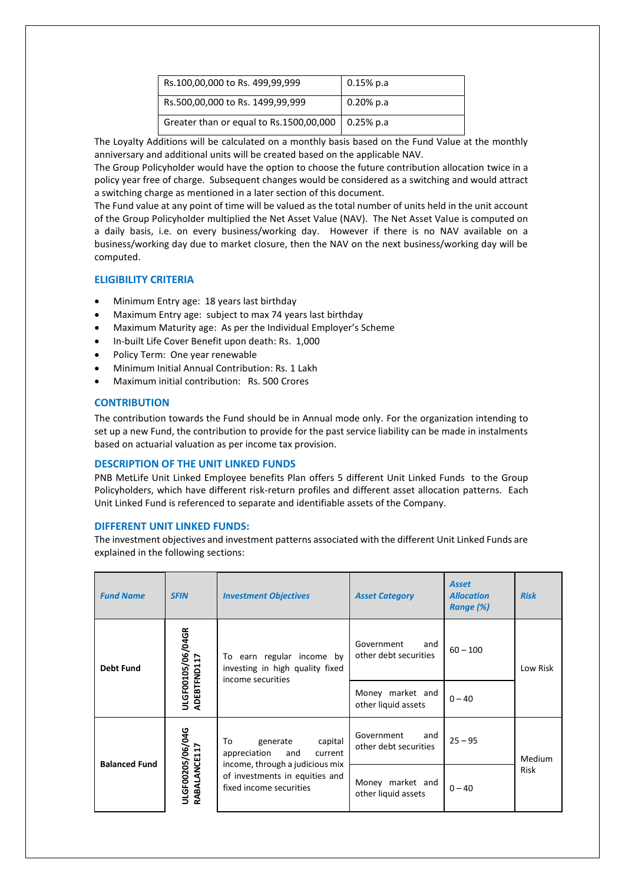| | |
|---|---|
| Rs.100,00,000 to Rs. 499,99,999 | 0.15% p.a |
| Rs.500,00,000 to Rs. 1499,99,999 | 0.20% p.a |
| Greater than or equal to Rs.1500,00,000 | 0.25% p.a |

The Loyalty Additions will be calculated on a monthly basis based on the Fund Value at the monthly anniversary and additional units will be created based on the applicable NAV.

The Group Policyholder would have the option to choose the future contribution allocation twice in a policy year free of charge. Subsequent changes would be considered as a switching and would attract a switching charge as mentioned in a later section of this document.

The Fund value at any point of time will be valued as the total number of units held in the unit account of the Group Policyholder multiplied the Net Asset Value (NAV). The Net Asset Value is computed on a daily basis, i.e. on every business/working day. However if there is no NAV available on a business/working day due to market closure, then the NAV on the next business/working day will be computed.

### ELIGIBILITY CRITERIA

- Minimum Entry age: 18 years last birthday
- Maximum Entry age: subject to max 74 years last birthday
- Maximum Maturity age: As per the Individual Employer's Scheme
- In-built Life Cover Benefit upon death: Rs. 1,000
- Policy Term: One year renewable
- Minimum Initial Annual Contribution: Rs. 1 Lakh
- Maximum initial contribution: Rs. 500 Crores

### CONTRIBUTION

The contribution towards the Fund should be in Annual mode only. For the organization intending to set up a new Fund, the contribution to provide for the past service liability can be made in instalments based on actuarial valuation as per income tax provision.

### DESCRIPTION OF THE UNIT LINKED FUNDS

PNB MetLife Unit Linked Employee benefits Plan offers 5 different Unit Linked Funds to the Group Policyholders, which have different risk-return profiles and different asset allocation patterns. Each Unit Linked Fund is referenced to separate and identifiable assets of the Company.

### DIFFERENT UNIT LINKED FUNDS:

The investment objectives and investment patterns associated with the different Unit Linked Funds are explained in the following sections:

| *Fund Name* | *SFIN* | *Investment Objectives* | *Asset Category* | *Asset Allocation Range (%)* | *Risk* |
|---|---|---|---|---|---|
| **Debt Fund** | ULGF00105/06/04GR ADEBTFND117 | To earn regular income by investing in high quality fixed income securities | Government and other debt securities | 60 – 100 | Low Risk |
| | | | Money market and other liquid assets | 0 – 40 | |
| **Balanced Fund** | ULGF00205/06/04G RABALANCE117 | To generate capital appreciation and current income, through a judicious mix of investments in equities and fixed income securities | Government and other debt securities | 25 – 95 | Medium Risk |
| | | | Money market and other liquid assets | 0 – 40 | |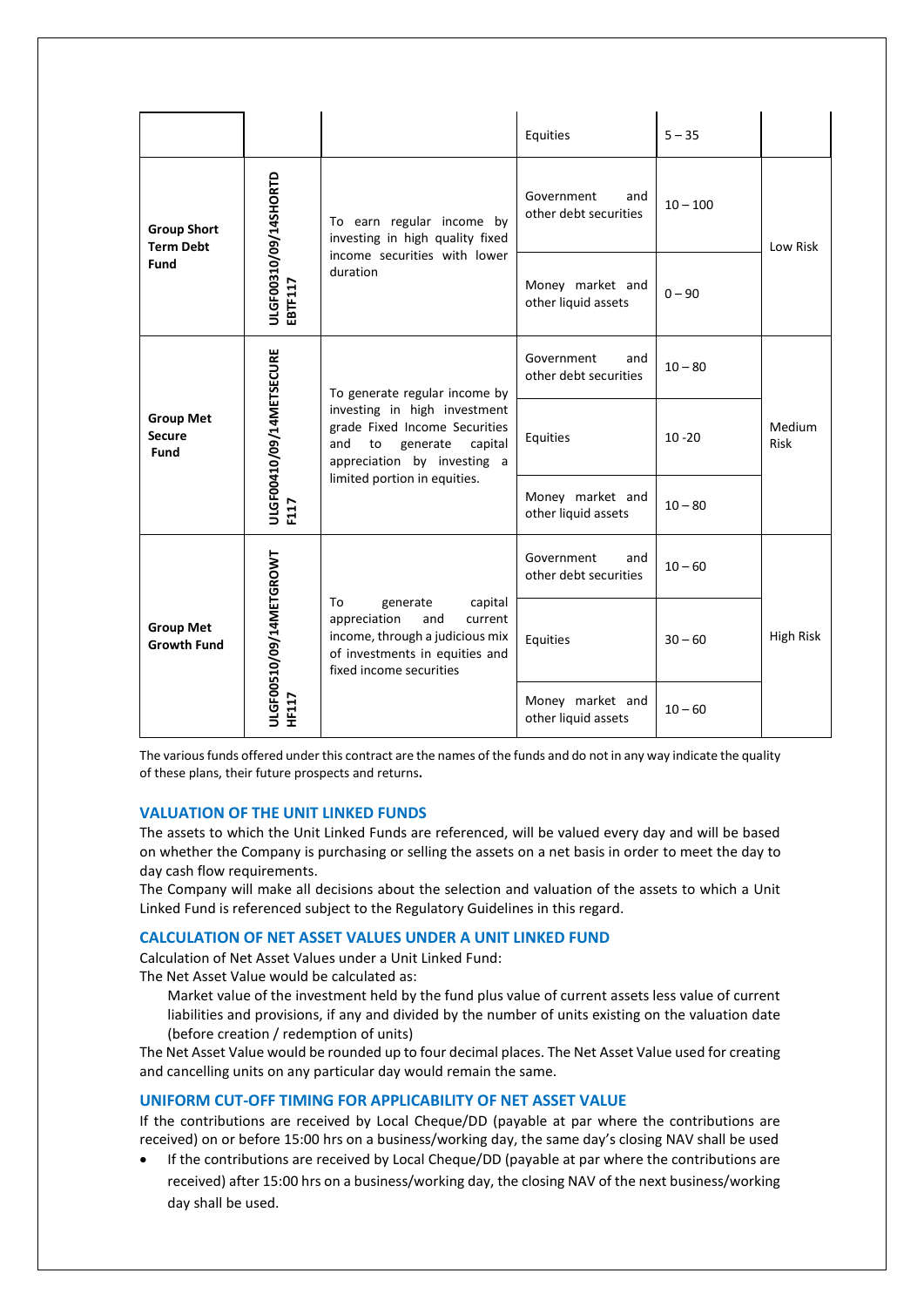| | | | Equities | 5 – 35 | |
|---|---|---|---|---|---|
| **Group Short Term Debt Fund** | ULGF00310/09/14SHORTDEBTF117 | To earn regular income by investing in high quality fixed income securities with lower duration | Government and other debt securities | 10 – 100 | Low Risk |
| | | | Money market and other liquid assets | 0 – 90 | |
| **Group Met Secure Fund** | ULGF00410/09/14METSECUREF117 | To generate regular income by investing in high investment grade Fixed Income Securities and to generate capital appreciation by investing a limited portion in equities. | Government and other debt securities | 10 – 80 | Medium Risk |
| | | | Equities | 10 -20 | |
| | | | Money market and other liquid assets | 10 – 80 | |
| **Group Met Growth Fund** | ULGF00510/09/14METGROWTHF117 | To generate capital appreciation and current income, through a judicious mix of investments in equities and fixed income securities | Government and other debt securities | 10 – 60 | High Risk |
| | | | Equities | 30 – 60 | |
| | | | Money market and other liquid assets | 10 – 60 | |

The various funds offered under this contract are the names of the funds and do not in any way indicate the quality of these plans, their future prospects and returns**.**

### VALUATION OF THE UNIT LINKED FUNDS

The assets to which the Unit Linked Funds are referenced, will be valued every day and will be based on whether the Company is purchasing or selling the assets on a net basis in order to meet the day to day cash flow requirements.

The Company will make all decisions about the selection and valuation of the assets to which a Unit Linked Fund is referenced subject to the Regulatory Guidelines in this regard.

### CALCULATION OF NET ASSET VALUES UNDER A UNIT LINKED FUND

Calculation of Net Asset Values under a Unit Linked Fund:

The Net Asset Value would be calculated as:

> Market value of the investment held by the fund plus value of current assets less value of current liabilities and provisions, if any and divided by the number of units existing on the valuation date (before creation / redemption of units)

The Net Asset Value would be rounded up to four decimal places. The Net Asset Value used for creating and cancelling units on any particular day would remain the same.

### UNIFORM CUT-OFF TIMING FOR APPLICABILITY OF NET ASSET VALUE

If the contributions are received by Local Cheque/DD (payable at par where the contributions are received) on or before 15:00 hrs on a business/working day, the same day's closing NAV shall be used

- If the contributions are received by Local Cheque/DD (payable at par where the contributions are received) after 15:00 hrs on a business/working day, the closing NAV of the next business/working day shall be used.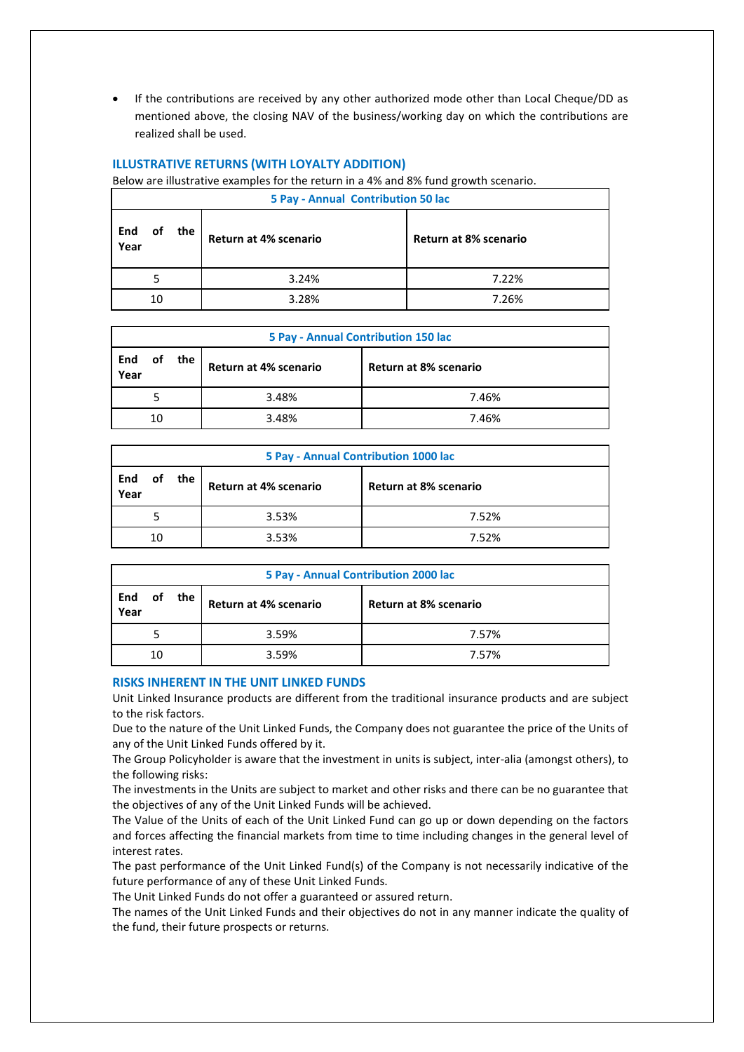- If the contributions are received by any other authorized mode other than Local Cheque/DD as mentioned above, the closing NAV of the business/working day on which the contributions are realized shall be used.

## ILLUSTRATIVE RETURNS (WITH LOYALTY ADDITION)

Below are illustrative examples for the return in a 4% and 8% fund growth scenario.

| 5 Pay - Annual Contribution 50 lac | | |
|---|---|---|
| **End of the Year** | **Return at 4% scenario** | **Return at 8% scenario** |
| 5 | 3.24% | 7.22% |
| 10 | 3.28% | 7.26% |

| 5 Pay - Annual Contribution 150 lac | | |
|---|---|---|
| **End of the Year** | **Return at 4% scenario** | **Return at 8% scenario** |
| 5 | 3.48% | 7.46% |
| 10 | 3.48% | 7.46% |

| 5 Pay - Annual Contribution 1000 lac | | |
|---|---|---|
| **End of the Year** | **Return at 4% scenario** | **Return at 8% scenario** |
| 5 | 3.53% | 7.52% |
| 10 | 3.53% | 7.52% |

| 5 Pay - Annual Contribution 2000 lac | | |
|---|---|---|
| **End of the Year** | **Return at 4% scenario** | **Return at 8% scenario** |
| 5 | 3.59% | 7.57% |
| 10 | 3.59% | 7.57% |

## RISKS INHERENT IN THE UNIT LINKED FUNDS

Unit Linked Insurance products are different from the traditional insurance products and are subject to the risk factors.

Due to the nature of the Unit Linked Funds, the Company does not guarantee the price of the Units of any of the Unit Linked Funds offered by it.

The Group Policyholder is aware that the investment in units is subject, inter-alia (amongst others), to the following risks:

The investments in the Units are subject to market and other risks and there can be no guarantee that the objectives of any of the Unit Linked Funds will be achieved.

The Value of the Units of each of the Unit Linked Fund can go up or down depending on the factors and forces affecting the financial markets from time to time including changes in the general level of interest rates.

The past performance of the Unit Linked Fund(s) of the Company is not necessarily indicative of the future performance of any of these Unit Linked Funds.

The Unit Linked Funds do not offer a guaranteed or assured return.

The names of the Unit Linked Funds and their objectives do not in any manner indicate the quality of the fund, their future prospects or returns.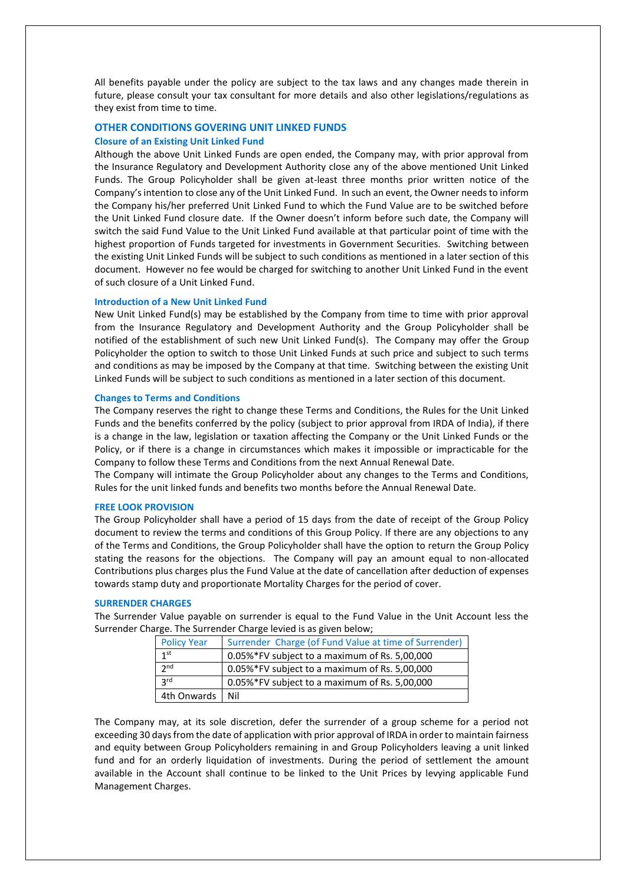All benefits payable under the policy are subject to the tax laws and any changes made therein in future, please consult your tax consultant for more details and also other legislations/regulations as they exist from time to time.

## OTHER CONDITIONS GOVERING UNIT LINKED FUNDS

### Closure of an Existing Unit Linked Fund

Although the above Unit Linked Funds are open ended, the Company may, with prior approval from the Insurance Regulatory and Development Authority close any of the above mentioned Unit Linked Funds. The Group Policyholder shall be given at-least three months prior written notice of the Company's intention to close any of the Unit Linked Fund. In such an event, the Owner needs to inform the Company his/her preferred Unit Linked Fund to which the Fund Value are to be switched before the Unit Linked Fund closure date. If the Owner doesn't inform before such date, the Company will switch the said Fund Value to the Unit Linked Fund available at that particular point of time with the highest proportion of Funds targeted for investments in Government Securities. Switching between the existing Unit Linked Funds will be subject to such conditions as mentioned in a later section of this document. However no fee would be charged for switching to another Unit Linked Fund in the event of such closure of a Unit Linked Fund.

### Introduction of a New Unit Linked Fund

New Unit Linked Fund(s) may be established by the Company from time to time with prior approval from the Insurance Regulatory and Development Authority and the Group Policyholder shall be notified of the establishment of such new Unit Linked Fund(s). The Company may offer the Group Policyholder the option to switch to those Unit Linked Funds at such price and subject to such terms and conditions as may be imposed by the Company at that time. Switching between the existing Unit Linked Funds will be subject to such conditions as mentioned in a later section of this document.

### Changes to Terms and Conditions

The Company reserves the right to change these Terms and Conditions, the Rules for the Unit Linked Funds and the benefits conferred by the policy (subject to prior approval from IRDA of India), if there is a change in the law, legislation or taxation affecting the Company or the Unit Linked Funds or the Policy, or if there is a change in circumstances which makes it impossible or impracticable for the Company to follow these Terms and Conditions from the next Annual Renewal Date.

The Company will intimate the Group Policyholder about any changes to the Terms and Conditions, Rules for the unit linked funds and benefits two months before the Annual Renewal Date.

## FREE LOOK PROVISION

The Group Policyholder shall have a period of 15 days from the date of receipt of the Group Policy document to review the terms and conditions of this Group Policy. If there are any objections to any of the Terms and Conditions, the Group Policyholder shall have the option to return the Group Policy stating the reasons for the objections. The Company will pay an amount equal to non-allocated Contributions plus charges plus the Fund Value at the date of cancellation after deduction of expenses towards stamp duty and proportionate Mortality Charges for the period of cover.

## SURRENDER CHARGES

The Surrender Value payable on surrender is equal to the Fund Value in the Unit Account less the Surrender Charge. The Surrender Charge levied is as given below;

| Policy Year | Surrender Charge (of Fund Value at time of Surrender) |
|---|---|
| 1st | 0.05%*FV subject to a maximum of Rs. 5,00,000 |
| 2nd | 0.05%*FV subject to a maximum of Rs. 5,00,000 |
| 3rd | 0.05%*FV subject to a maximum of Rs. 5,00,000 |
| 4th Onwards | Nil |

The Company may, at its sole discretion, defer the surrender of a group scheme for a period not exceeding 30 days from the date of application with prior approval of IRDA in order to maintain fairness and equity between Group Policyholders remaining in and Group Policyholders leaving a unit linked fund and for an orderly liquidation of investments. During the period of settlement the amount available in the Account shall continue to be linked to the Unit Prices by levying applicable Fund Management Charges.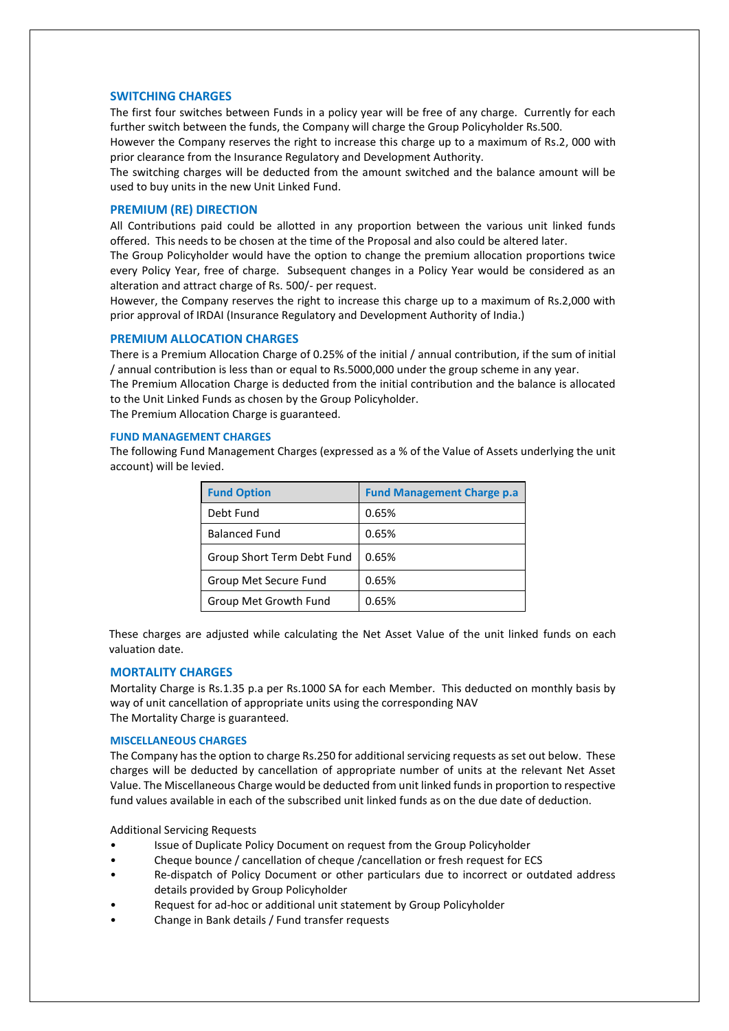## SWITCHING CHARGES

The first four switches between Funds in a policy year will be free of any charge. Currently for each further switch between the funds, the Company will charge the Group Policyholder Rs.500.

However the Company reserves the right to increase this charge up to a maximum of Rs.2, 000 with prior clearance from the Insurance Regulatory and Development Authority.

The switching charges will be deducted from the amount switched and the balance amount will be used to buy units in the new Unit Linked Fund.

## PREMIUM (RE) DIRECTION

All Contributions paid could be allotted in any proportion between the various unit linked funds offered. This needs to be chosen at the time of the Proposal and also could be altered later.

The Group Policyholder would have the option to change the premium allocation proportions twice every Policy Year, free of charge. Subsequent changes in a Policy Year would be considered as an alteration and attract charge of Rs. 500/- per request.

However, the Company reserves the right to increase this charge up to a maximum of Rs.2,000 with prior approval of IRDAI (Insurance Regulatory and Development Authority of India.)

## PREMIUM ALLOCATION CHARGES

There is a Premium Allocation Charge of 0.25% of the initial / annual contribution, if the sum of initial / annual contribution is less than or equal to Rs.5000,000 under the group scheme in any year.

The Premium Allocation Charge is deducted from the initial contribution and the balance is allocated to the Unit Linked Funds as chosen by the Group Policyholder.

The Premium Allocation Charge is guaranteed.

### FUND MANAGEMENT CHARGES

The following Fund Management Charges (expressed as a % of the Value of Assets underlying the unit account) will be levied.

| Fund Option | Fund Management Charge p.a |
|---|---|
| Debt Fund | 0.65% |
| Balanced Fund | 0.65% |
| Group Short Term Debt Fund | 0.65% |
| Group Met Secure Fund | 0.65% |
| Group Met Growth Fund | 0.65% |

These charges are adjusted while calculating the Net Asset Value of the unit linked funds on each valuation date.

## MORTALITY CHARGES

Mortality Charge is Rs.1.35 p.a per Rs.1000 SA for each Member. This deducted on monthly basis by way of unit cancellation of appropriate units using the corresponding NAV

The Mortality Charge is guaranteed.

### MISCELLANEOUS CHARGES

The Company has the option to charge Rs.250 for additional servicing requests as set out below. These charges will be deducted by cancellation of appropriate number of units at the relevant Net Asset Value. The Miscellaneous Charge would be deducted from unit linked funds in proportion to respective fund values available in each of the subscribed unit linked funds as on the due date of deduction.

Additional Servicing Requests

- Issue of Duplicate Policy Document on request from the Group Policyholder
- Cheque bounce / cancellation of cheque /cancellation or fresh request for ECS
- Re-dispatch of Policy Document or other particulars due to incorrect or outdated address details provided by Group Policyholder
- Request for ad-hoc or additional unit statement by Group Policyholder
- Change in Bank details / Fund transfer requests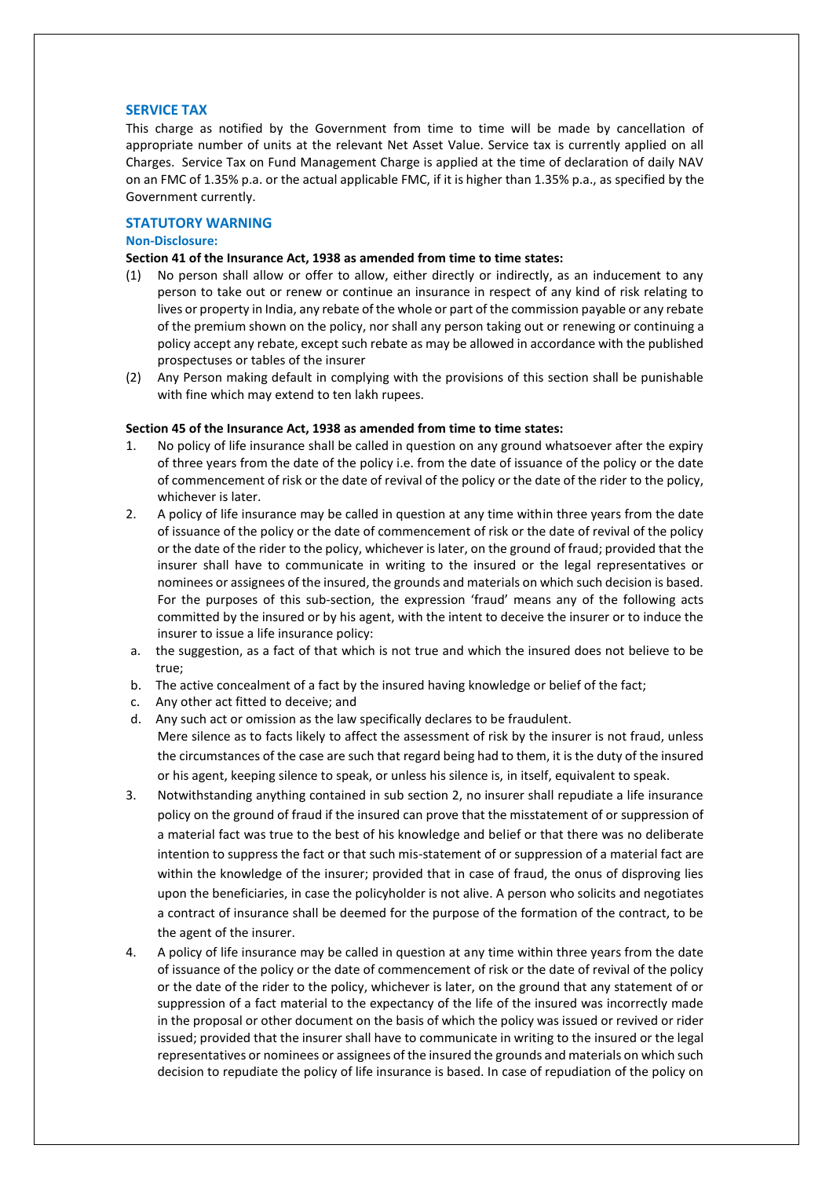## SERVICE TAX

This charge as notified by the Government from time to time will be made by cancellation of appropriate number of units at the relevant Net Asset Value. Service tax is currently applied on all Charges. Service Tax on Fund Management Charge is applied at the time of declaration of daily NAV on an FMC of 1.35% p.a. or the actual applicable FMC, if it is higher than 1.35% p.a., as specified by the Government currently.

## STATUTORY WARNING

### Non-Disclosure:

**Section 41 of the Insurance Act, 1938 as amended from time to time states:**

(1) No person shall allow or offer to allow, either directly or indirectly, as an inducement to any person to take out or renew or continue an insurance in respect of any kind of risk relating to lives or property in India, any rebate of the whole or part of the commission payable or any rebate of the premium shown on the policy, nor shall any person taking out or renewing or continuing a policy accept any rebate, except such rebate as may be allowed in accordance with the published prospectuses or tables of the insurer

(2) Any Person making default in complying with the provisions of this section shall be punishable with fine which may extend to ten lakh rupees.

**Section 45 of the Insurance Act, 1938 as amended from time to time states:**

1. No policy of life insurance shall be called in question on any ground whatsoever after the expiry of three years from the date of the policy i.e. from the date of issuance of the policy or the date of commencement of risk or the date of revival of the policy or the date of the rider to the policy, whichever is later.
2. A policy of life insurance may be called in question at any time within three years from the date of issuance of the policy or the date of commencement of risk or the date of revival of the policy or the date of the rider to the policy, whichever is later, on the ground of fraud; provided that the insurer shall have to communicate in writing to the insured or the legal representatives or nominees or assignees of the insured, the grounds and materials on which such decision is based. For the purposes of this sub-section, the expression 'fraud' means any of the following acts committed by the insured or by his agent, with the intent to deceive the insurer or to induce the insurer to issue a life insurance policy:
   a. the suggestion, as a fact of that which is not true and which the insured does not believe to be true;
   b. The active concealment of a fact by the insured having knowledge or belief of the fact;
   c. Any other act fitted to deceive; and
   d. Any such act or omission as the law specifically declares to be fraudulent.

   Mere silence as to facts likely to affect the assessment of risk by the insurer is not fraud, unless the circumstances of the case are such that regard being had to them, it is the duty of the insured or his agent, keeping silence to speak, or unless his silence is, in itself, equivalent to speak.
3. Notwithstanding anything contained in sub section 2, no insurer shall repudiate a life insurance policy on the ground of fraud if the insured can prove that the misstatement of or suppression of a material fact was true to the best of his knowledge and belief or that there was no deliberate intention to suppress the fact or that such mis-statement of or suppression of a material fact are within the knowledge of the insurer; provided that in case of fraud, the onus of disproving lies upon the beneficiaries, in case the policyholder is not alive. A person who solicits and negotiates a contract of insurance shall be deemed for the purpose of the formation of the contract, to be the agent of the insurer.
4. A policy of life insurance may be called in question at any time within three years from the date of issuance of the policy or the date of commencement of risk or the date of revival of the policy or the date of the rider to the policy, whichever is later, on the ground that any statement of or suppression of a fact material to the expectancy of the life of the insured was incorrectly made in the proposal or other document on the basis of which the policy was issued or revived or rider issued; provided that the insurer shall have to communicate in writing to the insured or the legal representatives or nominees or assignees of the insured the grounds and materials on which such decision to repudiate the policy of life insurance is based. In case of repudiation of the policy on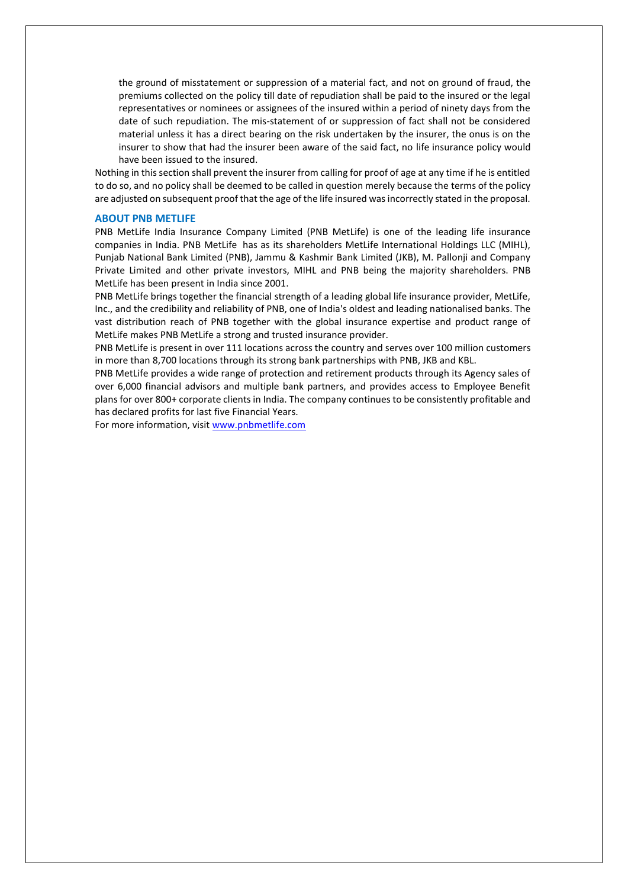the ground of misstatement or suppression of a material fact, and not on ground of fraud, the premiums collected on the policy till date of repudiation shall be paid to the insured or the legal representatives or nominees or assignees of the insured within a period of ninety days from the date of such repudiation. The mis-statement of or suppression of fact shall not be considered material unless it has a direct bearing on the risk undertaken by the insurer, the onus is on the insurer to show that had the insurer been aware of the said fact, no life insurance policy would have been issued to the insured.

Nothing in this section shall prevent the insurer from calling for proof of age at any time if he is entitled to do so, and no policy shall be deemed to be called in question merely because the terms of the policy are adjusted on subsequent proof that the age of the life insured was incorrectly stated in the proposal.

### ABOUT PNB METLIFE

PNB MetLife India Insurance Company Limited (PNB MetLife) is one of the leading life insurance companies in India. PNB MetLife has as its shareholders MetLife International Holdings LLC (MIHL), Punjab National Bank Limited (PNB), Jammu & Kashmir Bank Limited (JKB), M. Pallonji and Company Private Limited and other private investors, MIHL and PNB being the majority shareholders. PNB MetLife has been present in India since 2001.

PNB MetLife brings together the financial strength of a leading global life insurance provider, MetLife, Inc., and the credibility and reliability of PNB, one of India's oldest and leading nationalised banks. The vast distribution reach of PNB together with the global insurance expertise and product range of MetLife makes PNB MetLife a strong and trusted insurance provider.

PNB MetLife is present in over 111 locations across the country and serves over 100 million customers in more than 8,700 locations through its strong bank partnerships with PNB, JKB and KBL.

PNB MetLife provides a wide range of protection and retirement products through its Agency sales of over 6,000 financial advisors and multiple bank partners, and provides access to Employee Benefit plans for over 800+ corporate clients in India. The company continues to be consistently profitable and has declared profits for last five Financial Years.

For more information, visit [www.pnbmetlife.com](http://www.pnbmetlife.com)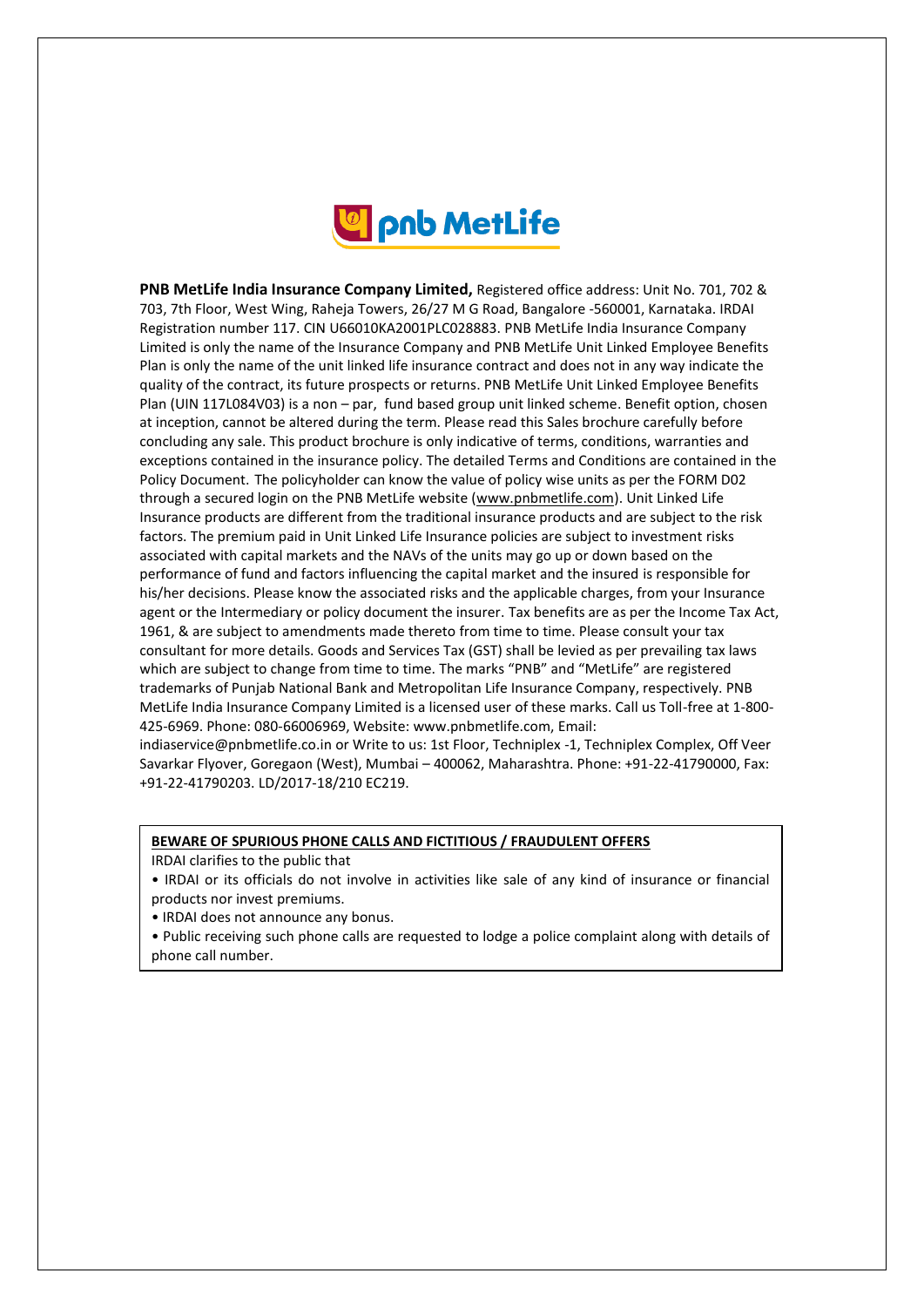**PNB MetLife India Insurance Company Limited,** Registered office address: Unit No. 701, 702 & 703, 7th Floor, West Wing, Raheja Towers, 26/27 M G Road, Bangalore -560001, Karnataka. IRDAI Registration number 117. CIN U66010KA2001PLC028883. PNB MetLife India Insurance Company Limited is only the name of the Insurance Company and PNB MetLife Unit Linked Employee Benefits Plan is only the name of the unit linked life insurance contract and does not in any way indicate the quality of the contract, its future prospects or returns. PNB MetLife Unit Linked Employee Benefits Plan (UIN 117L084V03) is a non – par, fund based group unit linked scheme. Benefit option, chosen at inception, cannot be altered during the term. Please read this Sales brochure carefully before concluding any sale. This product brochure is only indicative of terms, conditions, warranties and exceptions contained in the insurance policy. The detailed Terms and Conditions are contained in the Policy Document. The policyholder can know the value of policy wise units as per the FORM D02 through a secured login on the PNB MetLife website (www.pnbmetlife.com). Unit Linked Life Insurance products are different from the traditional insurance products and are subject to the risk factors. The premium paid in Unit Linked Life Insurance policies are subject to investment risks associated with capital markets and the NAVs of the units may go up or down based on the performance of fund and factors influencing the capital market and the insured is responsible for his/her decisions. Please know the associated risks and the applicable charges, from your Insurance agent or the Intermediary or policy document the insurer. Tax benefits are as per the Income Tax Act, 1961, & are subject to amendments made thereto from time to time. Please consult your tax consultant for more details. Goods and Services Tax (GST) shall be levied as per prevailing tax laws which are subject to change from time to time. The marks "PNB" and "MetLife" are registered trademarks of Punjab National Bank and Metropolitan Life Insurance Company, respectively. PNB MetLife India Insurance Company Limited is a licensed user of these marks. Call us Toll-free at 1-800-425-6969. Phone: 080-66006969, Website: www.pnbmetlife.com, Email: indiaservice@pnbmetlife.co.in or Write to us: 1st Floor, Techniplex -1, Techniplex Complex, Off Veer Savarkar Flyover, Goregaon (West), Mumbai – 400062, Maharashtra. Phone: +91-22-41790000, Fax: +91-22-41790203. LD/2017-18/210 EC219.

**BEWARE OF SPURIOUS PHONE CALLS AND FICTITIOUS / FRAUDULENT OFFERS**

IRDAI clarifies to the public that

- IRDAI or its officials do not involve in activities like sale of any kind of insurance or financial products nor invest premiums.
- IRDAI does not announce any bonus.
- Public receiving such phone calls are requested to lodge a police complaint along with details of phone call number.